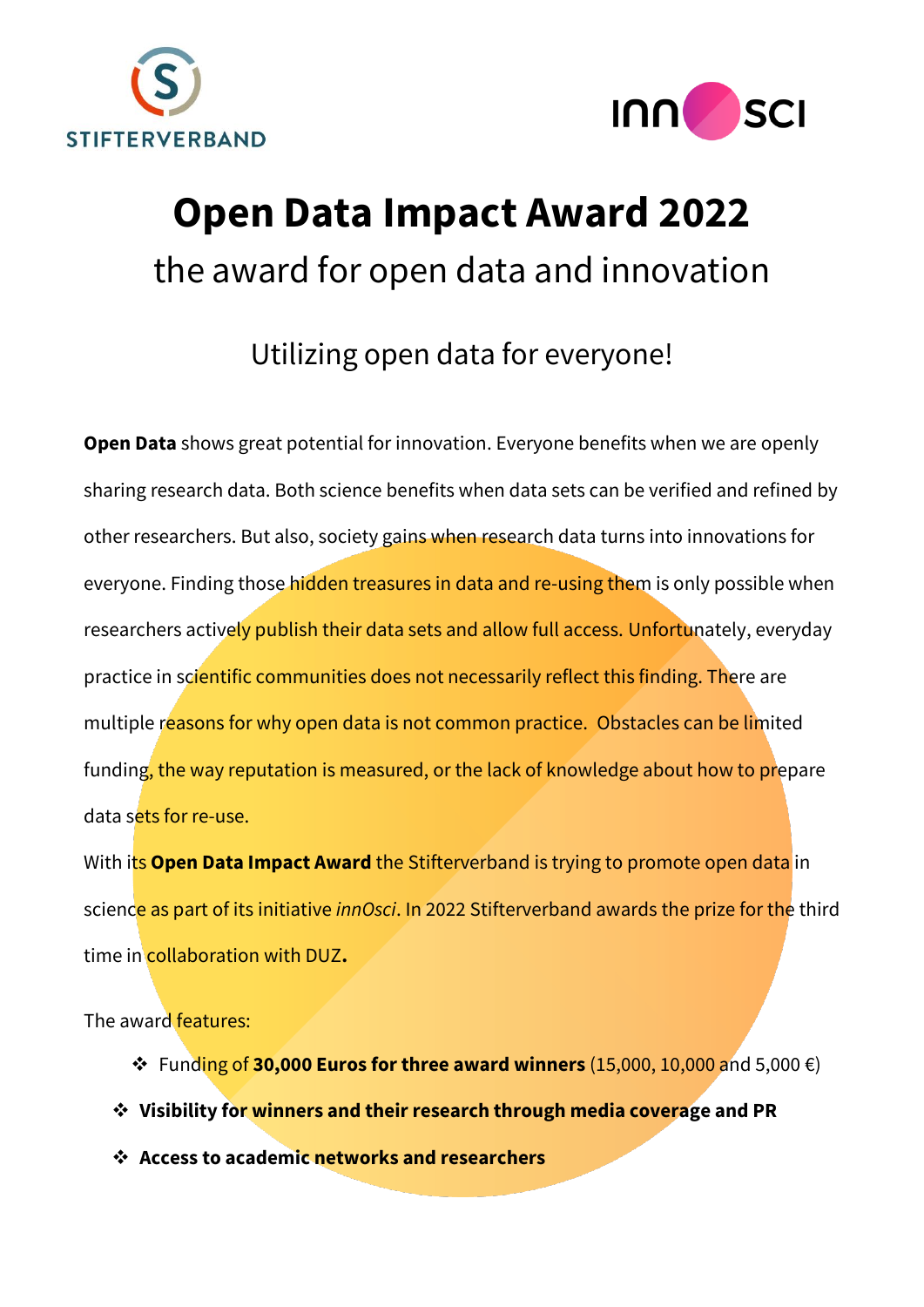# Open Data Impact Award 2022

## the award for open data and innovation

### Utilizing open data for everyone!

**Open Data** shows great potential for innovation. Everyone benefits when we are openly sharing research data. Both science benefits when data sets can be verified and refined by other researchers. But also, society gains when research data turns into innovations for everyone. Finding those hidden treasures in data and re-using them is only possible when researchers actively publish their data sets and allow full access. Unfortunately, everyday practice in scientific communities does not necessarily reflect this finding. There are multiple reasons for why open data is not common practice. Obstacles can be limited funding, the way reputation is measured, or the lack of knowledge about how to prepare data sets for re-use.

With its **Open Data Impact Award** the Stifterverband is trying to promote open data in science as part of its initiative *innOsci*. In 2022 Stifterverband awards the prize for the third time in collaboration with DUZ**.**

The award features:

- Funding of **30,000 Euros for three award winners** (15,000, 10,000 and 5,000 €)
- **Visibility for winners and their research through media coverage and PR**
- **Access to academic networks and researchers**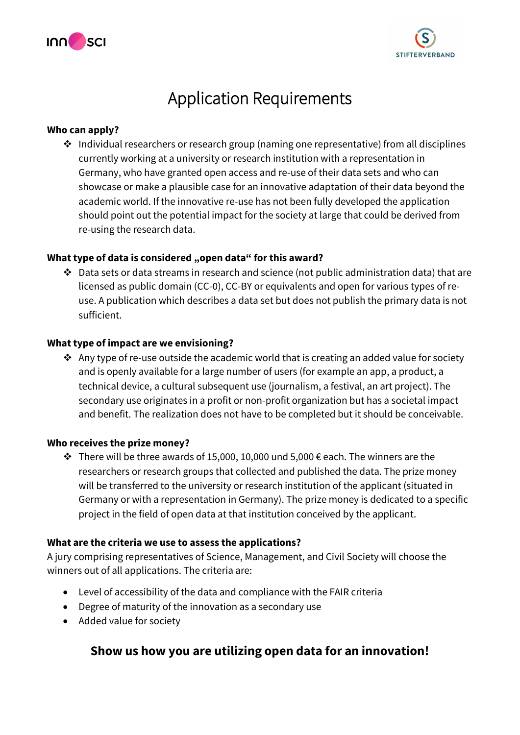# Application Requirements

**Who can apply?**

- Individual researchers or research group (naming one representative) from all disciplines currently working at a university or research institution with a representation in Germany, who have granted open access and re-use of their data sets and who can showcase or make a plausible case for an innovative adaptation of their data beyond the academic world. If the innovative re-use has not been fully developed the application should point out the potential impact for the society at large that could be derived from re-using the research data.

**What type of data is considered „open data" for this award?**

- Data sets or data streams in research and science (not public administration data) that are licensed as public domain (CC-0), CC-BY or equivalents and open for various types of re-use. A publication which describes a data set but does not publish the primary data is not sufficient.

**What type of impact are we envisioning?**

- Any type of re-use outside the academic world that is creating an added value for society and is openly available for a large number of users (for example an app, a product, a technical device, a cultural subsequent use (journalism, a festival, an art project). The secondary use originates in a profit or non-profit organization but has a societal impact and benefit. The realization does not have to be completed but it should be conceivable.

**Who receives the prize money?**

- There will be three awards of 15,000, 10,000 und 5,000 € each. The winners are the researchers or research groups that collected and published the data. The prize money will be transferred to the university or research institution of the applicant (situated in Germany or with a representation in Germany). The prize money is dedicated to a specific project in the field of open data at that institution conceived by the applicant.

**What are the criteria we use to assess the applications?**

A jury comprising representatives of Science, Management, and Civil Society will choose the winners out of all applications. The criteria are:

- Level of accessibility of the data and compliance with the FAIR criteria
- Degree of maturity of the innovation as a secondary use
- Added value for society

**Show us how you are utilizing open data for an innovation!**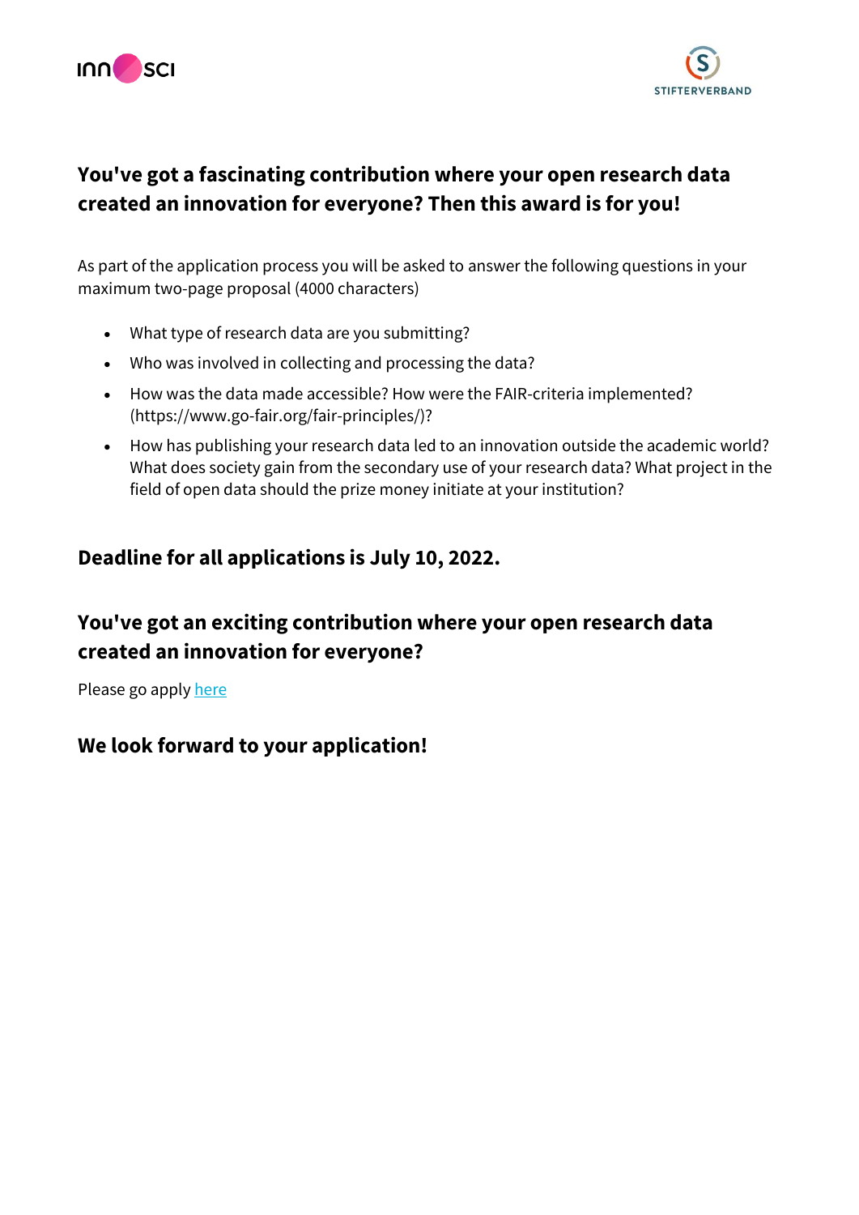## You've got a fascinating contribution where your open research data created an innovation for everyone? Then this award is for you!

As part of the application process you will be asked to answer the following questions in your maximum two-page proposal (4000 characters)

- What type of research data are you submitting?
- Who was involved in collecting and processing the data?
- How was the data made accessible? How were the FAIR-criteria implemented? (https://www.go-fair.org/fair-principles/)?
- How has publishing your research data led to an innovation outside the academic world? What does society gain from the secondary use of your research data? What project in the field of open data should the prize money initiate at your institution?

## Deadline for all applications is July 10, 2022.

## You've got an exciting contribution where your open research data created an innovation for everyone?

Please go apply here

## We look forward to your application!